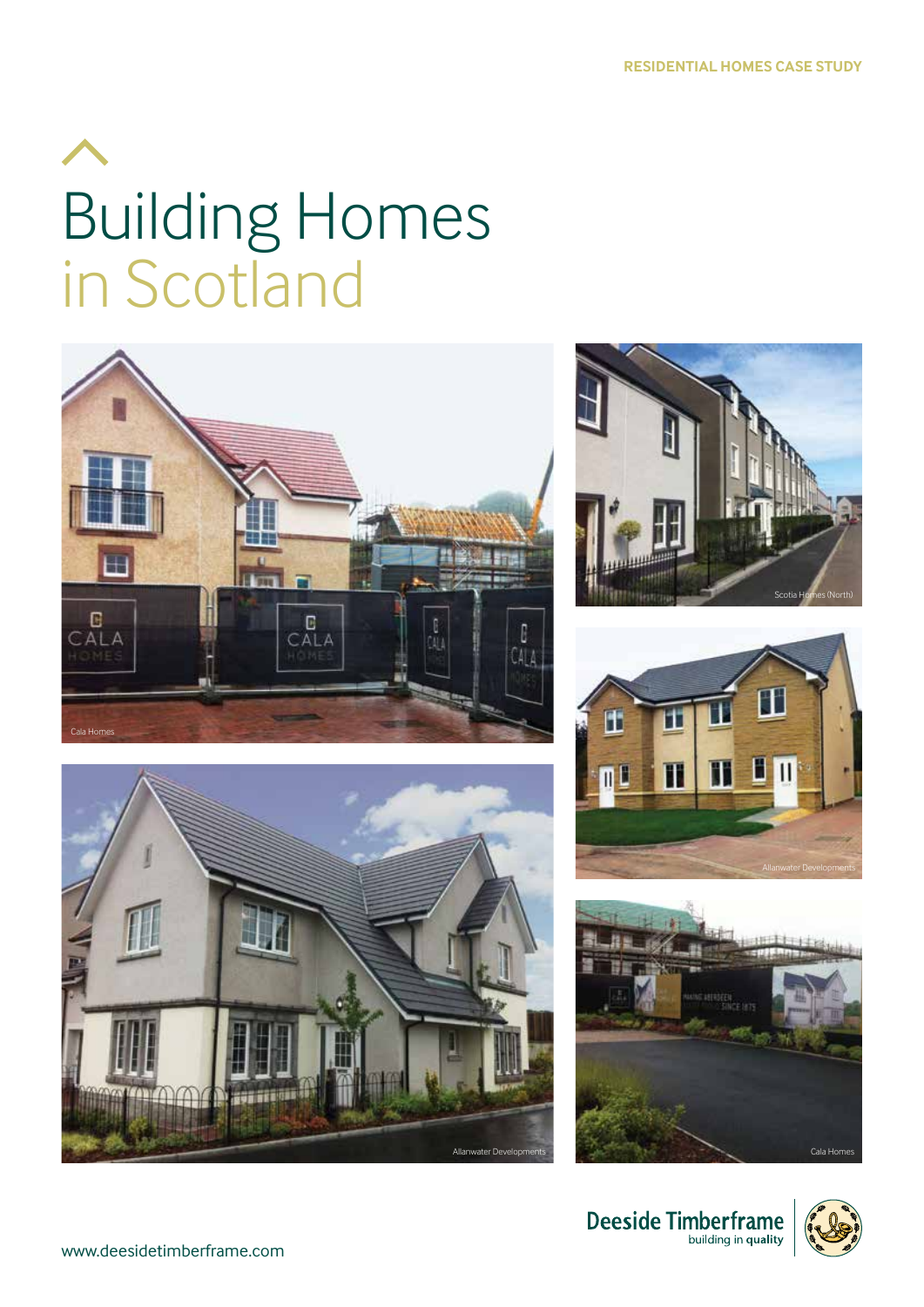RESIDENTIAL HOMES CASE STUDY

# Building Homes in Scotland

Cala Homes

Scotia Homes (North)

Allanwater Developments

Allanwater Developments

Cala Homes

Deeside Timberframe
building in quality

www.deesidetimberframe.com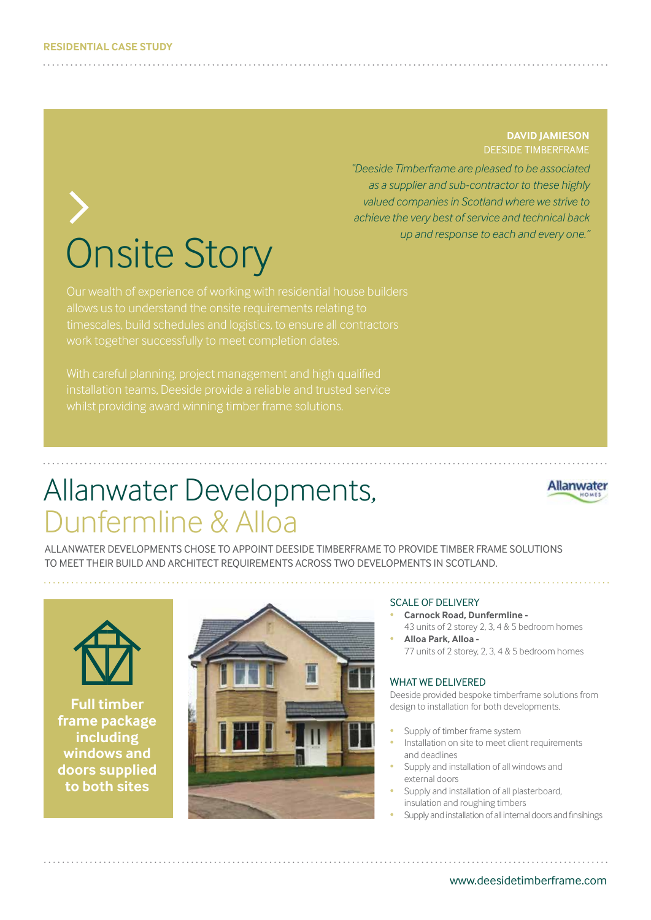RESIDENTIAL CASE STUDY

# Onsite Story

**DAVID JAMIESON**
DEESIDE TIMBERFRAME

*"Deeside Timberframe are pleased to be associated as a supplier and sub-contractor to these highly valued companies in Scotland where we strive to achieve the very best of service and technical back up and response to each and every one."*

Our wealth of experience of working with residential house builders allows us to understand the onsite requirements relating to timescales, build schedules and logistics, to ensure all contractors work together successfully to meet completion dates.

With careful planning, project management and high qualified installation teams, Deeside provide a reliable and trusted service whilst providing award winning timber frame solutions.

## Allanwater Developments, Dunfermline & Alloa

ALLANWATER DEVELOPMENTS CHOSE TO APPOINT DEESIDE TIMBERFRAME TO PROVIDE TIMBER FRAME SOLUTIONS TO MEET THEIR BUILD AND ARCHITECT REQUIREMENTS ACROSS TWO DEVELOPMENTS IN SCOTLAND.

**Full timber frame package including windows and doors supplied to both sites**

### SCALE OF DELIVERY

- **Carnock Road, Dunfermline -** 43 units of 2 storey 2, 3, 4 & 5 bedroom homes
- **Alloa Park, Alloa -** 77 units of 2 storey, 2, 3, 4 & 5 bedroom homes

### WHAT WE DELIVERED

Deeside provided bespoke timberframe solutions from design to installation for both developments.

- Supply of timber frame system
- Installation on site to meet client requirements and deadlines
- Supply and installation of all windows and external doors
- Supply and installation of all plasterboard, insulation and roughing timbers
- Supply and installation of all internal doors and finsihings

www.deesidetimberframe.com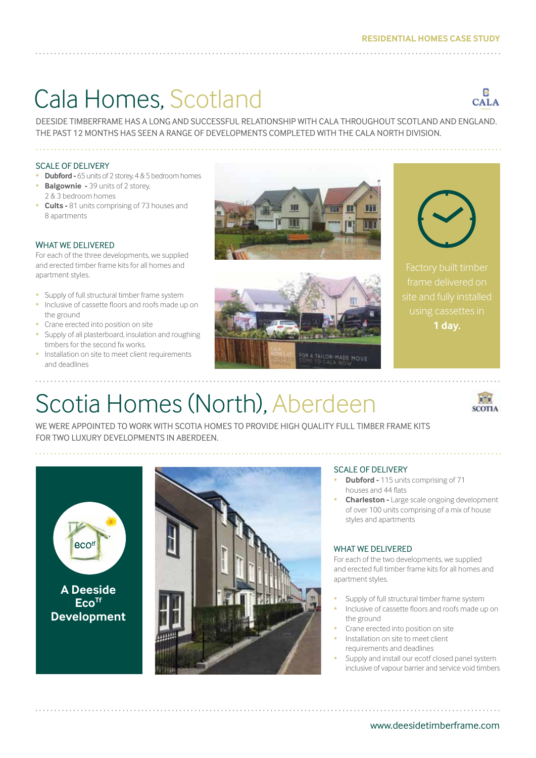RESIDENTIAL HOMES CASE STUDY

# Cala Homes, Scotland

CALA

DEESIDE TIMBERFRAME HAS A LONG AND SUCCESSFUL RELATIONSHIP WITH CALA THROUGHOUT SCOTLAND AND ENGLAND. THE PAST 12 MONTHS HAS SEEN A RANGE OF DEVELOPMENTS COMPLETED WITH THE CALA NORTH DIVISION.

## SCALE OF DELIVERY

- **Dubford -** 65 units of 2 storey, 4 & 5 bedroom homes
- **Balgownie -** 39 units of 2 storey, 2 & 3 bedroom homes
- **Cults -** 81 units comprising of 73 houses and 8 apartments

## WHAT WE DELIVERED

For each of the three developments, we supplied and erected timber frame kits for all homes and apartment styles.

- Supply of full structural timber frame system
- Inclusive of cassette floors and roofs made up on the ground
- Crane erected into position on site
- Supply of all plasterboard, insulation and roughing timbers for the second fix works.
- Installation on site to meet client requirements and deadlines

Factory built timber frame delivered on site and fully installed using cassettes in **1 day.**

# Scotia Homes (North), Aberdeen

SCOTIA

WE WERE APPOINTED TO WORK WITH SCOTIA HOMES TO PROVIDE HIGH QUALITY FULL TIMBER FRAME KITS FOR TWO LUXURY DEVELOPMENTS IN ABERDEEN.

**A Deeside Eco$^{Tf}$ Development**

## SCALE OF DELIVERY

- **Dubford -** 115 units comprising of 71 houses and 44 flats
- **Charleston -** Large scale ongoing development of over 100 units comprising of a mix of house styles and apartments

## WHAT WE DELIVERED

For each of the two developments, we supplied and erected full timber frame kits for all homes and apartment styles.

- Supply of full structural timber frame system
- Inclusive of cassette floors and roofs made up on the ground
- Crane erected into position on site
- Installation on site to meet client requirements and deadlines
- Supply and install our ecotf closed panel system inclusive of vapour barrier and service void timbers

www.deesidetimberframe.com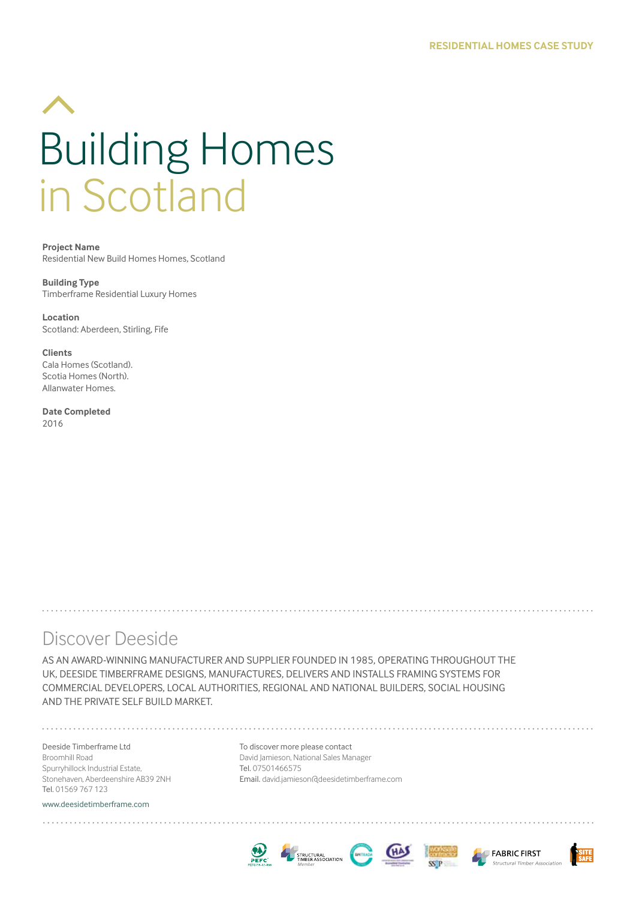RESIDENTIAL HOMES CASE STUDY

# Building Homes in Scotland

**Project Name**
Residential New Build Homes Homes, Scotland

**Building Type**
Timberframe Residential Luxury Homes

**Location**
Scotland: Aberdeen, Stirling, Fife

**Clients**
Cala Homes (Scotland).
Scotia Homes (North).
Allanwater Homes.

**Date Completed**
2016

## Discover Deeside

AS AN AWARD-WINNING MANUFACTURER AND SUPPLIER FOUNDED IN 1985, OPERATING THROUGHOUT THE UK, DEESIDE TIMBERFRAME DESIGNS, MANUFACTURES, DELIVERS AND INSTALLS FRAMING SYSTEMS FOR COMMERCIAL DEVELOPERS, LOCAL AUTHORITIES, REGIONAL AND NATIONAL BUILDERS, SOCIAL HOUSING AND THE PRIVATE SELF BUILD MARKET.

Deeside Timberframe Ltd
Broomhill Road
Spurryhillock Industrial Estate,
Stonehaven, Aberdeenshire AB39 2NH
Tel. 01569 767 123

www.deesidetimberframe.com

To discover more please contact
David Jamieson, National Sales Manager
Tel. 07501466575
Email. david.jamieson@deesidetimberframe.com

STRUCTURAL TIMBER ASSOCIATION Member

FABRIC FIRST Structural Timber Association

SITE SAFE